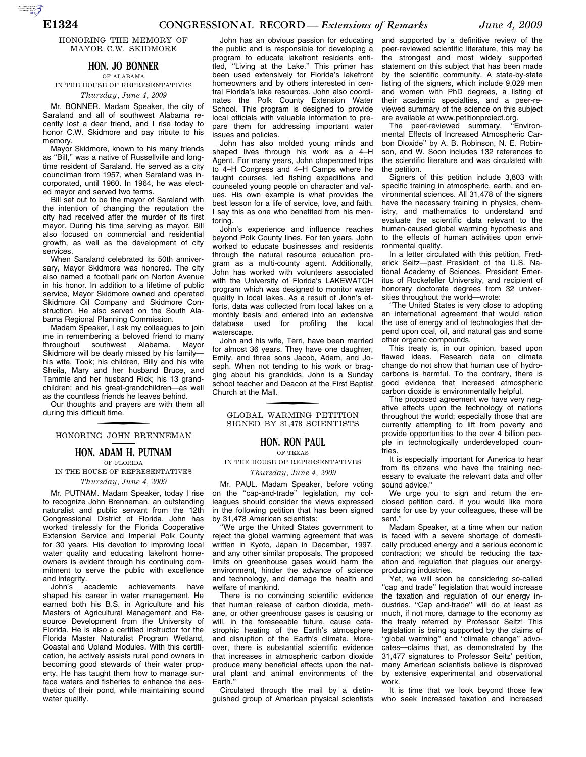## HONORING THE MEMORY OF MAYOR C.W. SKIDMORE

### HON. JO BONNER

OF ALABAMA

IN THE HOUSE OF REPRESENTATIVES

*Thursday, June 4, 2009*

Mr. BONNER. Madam Speaker, the city of Saraland and all of southwest Alabama recently lost a dear friend, and I rise today to honor C.W. Skidmore and pay tribute to his memory.

Mayor Skidmore, known to his many friends as "Bill," was a native of Russellville and longtime resident of Saraland. He served as a city councilman from 1957, when Saraland was incorporated, until 1960. In 1964, he was elected mayor and served two terms.

Bill set out to be the mayor of Saraland with the intention of changing the reputation the city had received after the murder of its first mayor. During his time serving as mayor, Bill also focused on commercial and residential growth, as well as the development of city services.

When Saraland celebrated its 50th anniversary, Mayor Skidmore was honored. The city also named a football park on Norton Avenue in his honor. In addition to a lifetime of public service, Mayor Skidmore owned and operated Skidmore Oil Company and Skidmore Construction. He also served on the South Alabama Regional Planning Commission.

Madam Speaker, I ask my colleagues to join me in remembering a beloved friend to many throughout southwest Alabama. Mayor Skidmore will be dearly missed by his family—his wife, Took; his children, Billy and his wife Sheila, Mary and her husband Bruce, and Tammie and her husband Rick; his 13 grandchildren; and his great-grandchildren—as well as the countless friends he leaves behind.

Our thoughts and prayers are with them all during this difficult time.

## HONORING JOHN BRENNEMAN

### HON. ADAM H. PUTNAM

OF FLORIDA

IN THE HOUSE OF REPRESENTATIVES

*Thursday, June 4, 2009*

Mr. PUTNAM. Madam Speaker, today I rise to recognize John Brenneman, an outstanding naturalist and public servant from the 12th Congressional District of Florida. John has worked tirelessly for the Florida Cooperative Extension Service and Imperial Polk County for 30 years. His devotion to improving local water quality and educating lakefront homeowners is evident through his continuing commitment to serve the public with excellence and integrity.

John's academic achievements have shaped his career in water management. He earned both his B.S. in Agriculture and his Masters of Agricultural Management and Resource Development from the University of Florida. He is also a certified instructor for the Florida Master Naturalist Program Wetland, Coastal and Upland Modules. With this certification, he actively assists rural pond owners in becoming good stewards of their water property. He has taught them how to manage surface waters and fisheries to enhance the aesthetics of their pond, while maintaining sound water quality.

John has an obvious passion for educating the public and is responsible for developing a program to educate lakefront residents entitled, "Living at the Lake." This primer has been used extensively for Florida's lakefront homeowners and by others interested in central Florida's lake resources. John also coordinates the Polk County Extension Water School. This program is designed to provide local officials with valuable information to prepare them for addressing important water issues and policies.

John has also molded young minds and shaped lives through his work as a 4–H Agent. For many years, John chaperoned trips to 4–H Congress and 4–H Camps where he taught courses, led fishing expeditions and counseled young people on character and values. His own example is what provides the best lesson for a life of service, love, and faith. I say this as one who benefited from his mentoring.

John's experience and influence reaches beyond Polk County lines. For ten years, John worked to educate businesses and residents through the natural resource education program as a multi-county agent. Additionally, John has worked with volunteers associated with the University of Florida's LAKEWATCH program which was designed to monitor water quality in local lakes. As a result of John's efforts, data was collected from local lakes on a monthly basis and entered into an extensive database used for profiling the local waterscape.

John and his wife, Terri, have been married for almost 36 years. They have one daughter, Emily, and three sons Jacob, Adam, and Joseph. When not tending to his work or bragging about his grandkids, John is a Sunday school teacher and Deacon at the First Baptist Church at the Mall.

## GLOBAL WARMING PETITION SIGNED BY 31,478 SCIENTISTS

### HON. RON PAUL

OF TEXAS

IN THE HOUSE OF REPRESENTATIVES

*Thursday, June 4, 2009*

Mr. PAUL. Madam Speaker, before voting on the "cap-and-trade" legislation, my colleagues should consider the views expressed in the following petition that has been signed by 31,478 American scientists:

"We urge the United States government to reject the global warming agreement that was written in Kyoto, Japan in December, 1997, and any other similar proposals. The proposed limits on greenhouse gases would harm the environment, hinder the advance of science and technology, and damage the health and welfare of mankind.

There is no convincing scientific evidence that human release of carbon dioxide, methane, or other greenhouse gases is causing or will, in the foreseeable future, cause catastrophic heating of the Earth's atmosphere and disruption of the Earth's climate. Moreover, there is substantial scientific evidence that increases in atmospheric carbon dioxide produce many beneficial effects upon the natural plant and animal environments of the Earth."

Circulated through the mail by a distinguished group of American physical scientists and supported by a definitive review of the peer-reviewed scientific literature, this may be the strongest and most widely supported statement on this subject that has been made by the scientific community. A state-by-state listing of the signers, which include 9,029 men and women with PhD degrees, a listing of their academic specialties, and a peer-reviewed summary of the science on this subject are available at www.petitionproiect.org.

The peer-reviewed summary, "Environmental Effects of Increased Atmospheric Carbon Dioxide" by A. B. Robinson, N. E. Robinson, and W. Soon includes 132 references to the scientific literature and was circulated with the petition.

Signers of this petition include 3,803 with specific training in atmospheric, earth, and environmental sciences. All 31,478 of the signers have the necessary training in physics, chemistry, and mathematics to understand and evaluate the scientific data relevant to the human-caused global warming hypothesis and to the effects of human activities upon environmental quality.

In a letter circulated with this petition, Frederick Seitz—past President of the U.S. National Academy of Sciences, President Emeritus of Rockefeller University, and recipient of honorary doctorate degrees from 32 universities throughout the world—wrote:

"The United States is very close to adopting an international agreement that would ration the use of energy and of technologies that depend upon coal, oil, and natural gas and some other organic compounds.

This treaty is, in our opinion, based upon flawed ideas. Research data on climate change do not show that human use of hydrocarbons is harmful. To the contrary, there is good evidence that increased atmospheric carbon dioxide is environmentally helpful.

The proposed agreement we have very negative effects upon the technology of nations throughout the world; especially those that are currently attempting to lift from poverty and provide opportunities to the over 4 billion people in technologically underdeveloped countries.

It is especially important for America to hear from its citizens who have the training necessary to evaluate the relevant data and offer sound advice."

We urge you to sign and return the enclosed petition card. If you would like more cards for use by your colleagues, these will be sent."

Madam Speaker, at a time when our nation is faced with a severe shortage of domestically produced energy and a serious economic contraction; we should be reducing the taxation and regulation that plagues our energy-producing industries.

Yet, we will soon be considering so-called "cap and trade" legislation that would increase the taxation and regulation of our energy industries. "Cap and-trade" will do at least as much, if not more, damage to the economy as the treaty referred by Professor Seitz! This legislation is being supported by the claims of "global warming" and "climate change" advocates—claims that, as demonstrated by the 31,477 signatures to Professor Seitz' petition, many American scientists believe is disproved by extensive experimental and observational work.

It is time that we look beyond those few who seek increased taxation and increased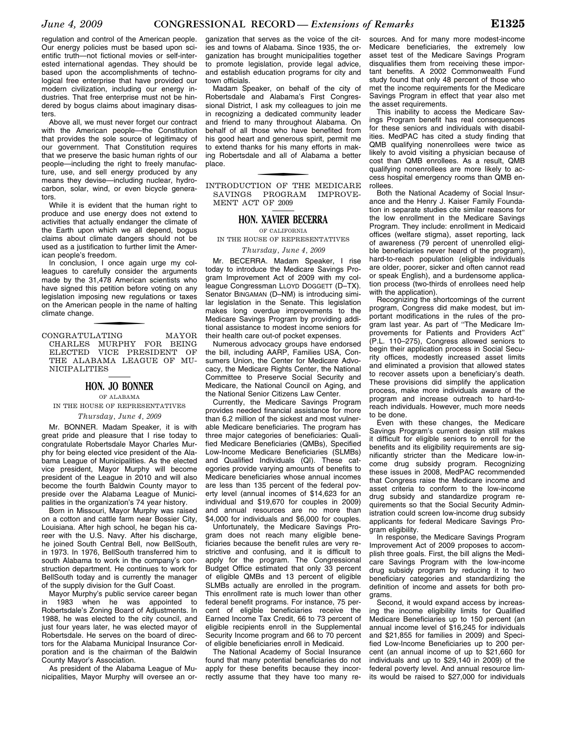regulation and control of the American people. Our energy policies must be based upon scientific truth—not fictional movies or self-interested international agendas. They should be based upon the accomplishments of technological free enterprise that have provided our modern civilization, including our energy industries. That free enterprise must not be hindered by bogus claims about imaginary disasters.

Above all, we must never forget our contract with the American people—the Constitution that provides the sole source of legitimacy of our government. That Constitution requires that we preserve the basic human rights of our people—including the right to freely manufacture, use, and sell energy produced by any means they devise—including nuclear, hydrocarbon, solar, wind, or even bicycle generators.

While it is evident that the human right to produce and use energy does not extend to activities that actually endanger the climate of the Earth upon which we all depend, bogus claims about climate dangers should not be used as a justification to further limit the American people's freedom.

In conclusion, I once again urge my colleagues to carefully consider the arguments made by the 31,478 American scientists who have signed this petition before voting on any legislation imposing new regulations or taxes on the American people in the name of halting climate change.

## CONGRATULATING MAYOR CHARLES MURPHY FOR BEING ELECTED VICE PRESIDENT OF THE ALABAMA LEAGUE OF MUNICIPALITIES

### HON. JO BONNER

OF ALABAMA

IN THE HOUSE OF REPRESENTATIVES

*Thursday, June 4, 2009*

Mr. BONNER. Madam Speaker, it is with great pride and pleasure that I rise today to congratulate Robertsdale Mayor Charles Murphy for being elected vice president of the Alabama League of Municipalities. As the elected vice president, Mayor Murphy will become president of the League in 2010 and will also become the fourth Baldwin County mayor to preside over the Alabama League of Municipalities in the organization's 74 year history.

Born in Missouri, Mayor Murphy was raised on a cotton and cattle farm near Bossier City, Louisiana. After high school, he began his career with the U.S. Navy. After his discharge, he joined South Central Bell, now BellSouth, in 1973. In 1976, BellSouth transferred him to south Alabama to work in the company's construction department. He continues to work for BellSouth today and is currently the manager of the supply division for the Gulf Coast.

Mayor Murphy's public service career began in 1983 when he was appointed to Robertsdale's Zoning Board of Adjustments. In 1988, he was elected to the city council, and just four years later, he was elected mayor of Robertsdale. He serves on the board of directors for the Alabama Municipal Insurance Corporation and is the chairman of the Baldwin County Mayor's Association.

As president of the Alabama League of Municipalities, Mayor Murphy will oversee an organization that serves as the voice of the cities and towns of Alabama. Since 1935, the organization has brought municipalities together to promote legislation, provide legal advice, and establish education programs for city and town officials.

Madam Speaker, on behalf of the city of Robertsdale and Alabama's First Congressional District, I ask my colleagues to join me in recognizing a dedicated community leader and friend to many throughout Alabama. On behalf of all those who have benefited from his good heart and generous spirit, permit me to extend thanks for his many efforts in making Robertsdale and all of Alabama a better place.

## INTRODUCTION OF THE MEDICARE SAVINGS PROGRAM IMPROVEMENT ACT OF 2009

### HON. XAVIER BECERRA

OF CALIFORNIA

IN THE HOUSE OF REPRESENTATIVES

*Thursday, June 4, 2009*

Mr. BECERRA. Madam Speaker, I rise today to introduce the Medicare Savings Program Improvement Act of 2009 with my colleague Congressman LLOYD DOGGETT (D–TX). Senator BINGAMAN (D–NM) is introducing similar legislation in the Senate. This legislation makes long overdue improvements to the Medicare Savings Program by providing additional assistance to modest income seniors for their health care out-of pocket expenses.

Numerous advocacy groups have endorsed the bill, including AARP, Families USA, Consumers Union, the Center for Medicare Advocacy, the Medicare Rights Center, the National Committee to Preserve Social Security and Medicare, the National Council on Aging, and the National Senior Citizens Law Center.

Currently, the Medicare Savings Program provides needed financial assistance for more than 6.2 million of the sickest and most vulnerable Medicare beneficiaries. The program has three major categories of beneficiaries: Qualified Medicare Beneficiaries (QMBs), Specified Low-Income Medicare Beneficiaries (SLMBs) and Qualified Individuals (QI). These categories provide varying amounts of benefits to Medicare beneficiaries whose annual incomes are less than 135 percent of the federal poverty level (annual incomes of $14,623 for an individual and $19,670 for couples in 2009) and annual resources are no more than $4,000 for individuals and $6,000 for couples.

Unfortunately, the Medicare Savings Program does not reach many eligible beneficiaries because the benefit rules are very restrictive and confusing, and it is difficult to apply for the program. The Congressional Budget Office estimated that only 33 percent of eligible QMBs and 13 percent of eligible SLMBs actually are enrolled in the program. This enrollment rate is much lower than other federal benefit programs. For instance, 75 percent of eligible beneficiaries receive the Earned Income Tax Credit, 66 to 73 percent of eligible recipients enroll in the Supplemental Security Income program and 66 to 70 percent of eligible beneficiaries enroll in Medicaid.

The National Academy of Social Insurance found that many potential beneficiaries do not apply for these benefits because they incorrectly assume that they have too many resources. And for many more modest-income Medicare beneficiaries, the extremely low asset test of the Medicare Savings Program disqualifies them from receiving these important benefits. A 2002 Commonwealth Fund study found that only 48 percent of those who met the income requirements for the Medicare Savings Program in effect that year also met the asset requirements.

This inability to access the Medicare Savings Program benefit has real consequences for these seniors and individuals with disabilities. MedPAC has cited a study finding that QMB qualifying nonenrollees were twice as likely to avoid visiting a physician because of cost than QMB enrollees. As a result, QMB qualifying nonenrollees are more likely to access hospital emergency rooms than QMB enrollees.

Both the National Academy of Social Insurance and the Henry J. Kaiser Family Foundation in separate studies cite similar reasons for the low enrollment in the Medicare Savings Program. They include: enrollment in Medicaid offices (welfare stigma), asset reporting, lack of awareness (79 percent of unenrolled eligible beneficiaries never heard of the program), hard-to-reach population (eligible individuals are older, poorer, sicker and often cannot read or speak English), and a burdensome application process (two-thirds of enrollees need help with the application).

Recognizing the shortcomings of the current program, Congress did make modest, but important modifications in the rules of the program last year. As part of "The Medicare Improvements for Patients and Providers Act" (P.L. 110–275), Congress allowed seniors to begin their application process in Social Security offices, modestly increased asset limits and eliminated a provision that allowed states to recover assets upon a beneficiary's death. These provisions did simplify the application process, make more individuals aware of the program and increase outreach to hard-to-reach individuals. However, much more needs to be done.

Even with these changes, the Medicare Savings Program's current design still makes it difficult for eligible seniors to enroll for the benefits and its eligibility requirements are significantly stricter than the Medicare low-income drug subsidy program. Recognizing these issues in 2008, MedPAC recommended that Congress raise the Medicare income and asset criteria to conform to the low-income drug subsidy and standardize program requirements so that the Social Security Administration could screen low-income drug subsidy applicants for federal Medicare Savings Program eligibility.

In response, the Medicare Savings Program Improvement Act of 2009 proposes to accomplish three goals. First, the bill aligns the Medicare Savings Program with the low-income drug subsidy program by reducing it to two beneficiary categories and standardizing the definition of income and assets for both programs.

Second, it would expand access by increasing the income eligibility limits for Qualified Medicare Beneficiaries up to 150 percent (an annual income level of $16,245 for individuals and $21,855 for families in 2009) and Specified Low-Income Beneficiaries up to 200 percent (an annual income of up to $21,660 for individuals and up to $29,140 in 2009) of the federal poverty level. And annual resource limits would be raised to $27,000 for individuals